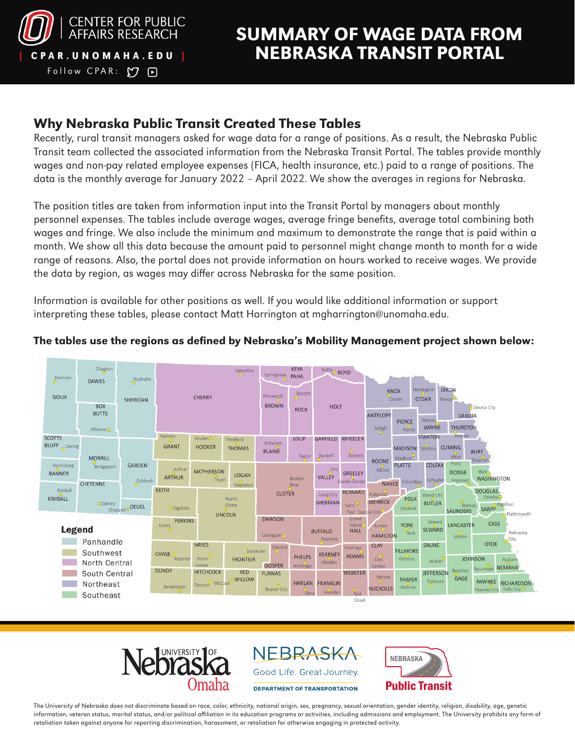CENTER FOR PUBLIC AFFAIRS RESEARCH

[ CPAR.UNOMAHA.EDU ]

Follow CPAR:

# SUMMARY OF WAGE DATA FROM NEBRASKA TRANSIT PORTAL

## Why Nebraska Public Transit Created These Tables

Recently, rural transit managers asked for wage data for a range of positions. As a result, the Nebraska Public Transit team collected the associated information from the Nebraska Transit Portal. The tables provide monthly wages and non-pay related employee expenses (FICA, health insurance, etc.) paid to a range of positions. The data is the monthly average for January 2022 – April 2022. We show the averages in regions for Nebraska.

The position titles are taken from information input into the Transit Portal by managers about monthly personnel expenses. The tables include average wages, average fringe benefits, average total combining both wages and fringe. We also include the minimum and maximum to demonstrate the range that is paid within a month. We show all this data because the amount paid to personnel might change month to month for a wide range of reasons. Also, the portal does not provide information on hours worked to receive wages. We provide the data by region, as wages may differ across Nebraska for the same position.

Information is available for other positions as well. If you would like additional information or support interpreting these tables, please contact Matt Harrington at mgharrington@unomaha.edu.

**The tables use the regions as defined by Nebraska's Mobility Management project shown below:**

**Legend**

- Panhandle
- Southwest
- North Central
- South Central
- Northeast
- Southeast

The University of Nebraska does not discriminate based on race, color, ethnicity, national origin, sex, pregnancy, sexual orientation, gender identity, religion, disability, age, genetic information, veteran status, marital status, and/or political affiliation in its education programs or activities, including admissions and employment. The University prohibits any form of retaliation taken against anyone for reporting discrimination, harassment, or retaliation for otherwise engaging in protected activity.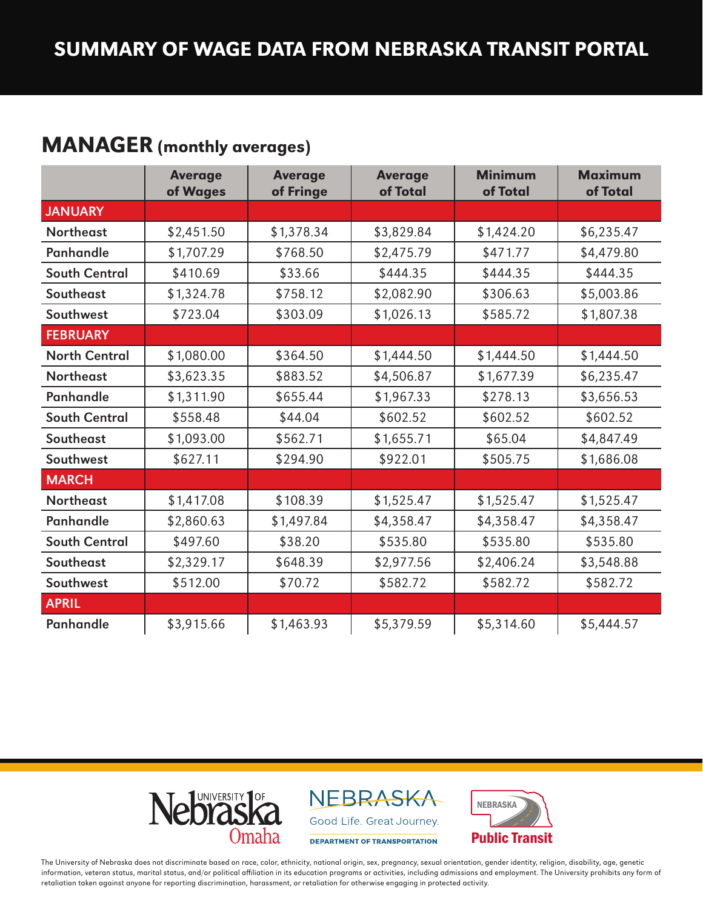# SUMMARY OF WAGE DATA FROM NEBRASKA TRANSIT PORTAL

## MANAGER (monthly averages)

| | Average of Wages | Average of Fringe | Average of Total | Minimum of Total | Maximum of Total |
|---|---|---|---|---|---|
| **JANUARY** | | | | | |
| Northeast | $2,451.50 | $1,378.34 | $3,829.84 | $1,424.20 | $6,235.47 |
| Panhandle | $1,707.29 | $768.50 | $2,475.79 | $471.77 | $4,479.80 |
| South Central | $410.69 | $33.66 | $444.35 | $444.35 | $444.35 |
| Southeast | $1,324.78 | $758.12 | $2,082.90 | $306.63 | $5,003.86 |
| Southwest | $723.04 | $303.09 | $1,026.13 | $585.72 | $1,807.38 |
| **FEBRUARY** | | | | | |
| North Central | $1,080.00 | $364.50 | $1,444.50 | $1,444.50 | $1,444.50 |
| Northeast | $3,623.35 | $883.52 | $4,506.87 | $1,677.39 | $6,235.47 |
| Panhandle | $1,311.90 | $655.44 | $1,967.33 | $278.13 | $3,656.53 |
| South Central | $558.48 | $44.04 | $602.52 | $602.52 | $602.52 |
| Southeast | $1,093.00 | $562.71 | $1,655.71 | $65.04 | $4,847.49 |
| Southwest | $627.11 | $294.90 | $922.01 | $505.75 | $1,686.08 |
| **MARCH** | | | | | |
| Northeast | $1,417.08 | $108.39 | $1,525.47 | $1,525.47 | $1,525.47 |
| Panhandle | $2,860.63 | $1,497.84 | $4,358.47 | $4,358.47 | $4,358.47 |
| South Central | $497.60 | $38.20 | $535.80 | $535.80 | $535.80 |
| Southeast | $2,329.17 | $648.39 | $2,977.56 | $2,406.24 | $3,548.88 |
| Southwest | $512.00 | $70.72 | $582.72 | $582.72 | $582.72 |
| **APRIL** | | | | | |
| Panhandle | $3,915.66 | $1,463.93 | $5,379.59 | $5,314.60 | $5,444.57 |

University of Nebraska Omaha | NEBRASKA Good Life. Great Journey. DEPARTMENT OF TRANSPORTATION | NEBRASKA Public Transit

The University of Nebraska does not discriminate based on race, color, ethnicity, national origin, sex, pregnancy, sexual orientation, gender identity, religion, disability, age, genetic information, veteran status, marital status, and/or political affiliation in its education programs or activities, including admissions and employment. The University prohibits any form of retaliation taken against anyone for reporting discrimination, harassment, or retaliation for otherwise engaging in protected activity.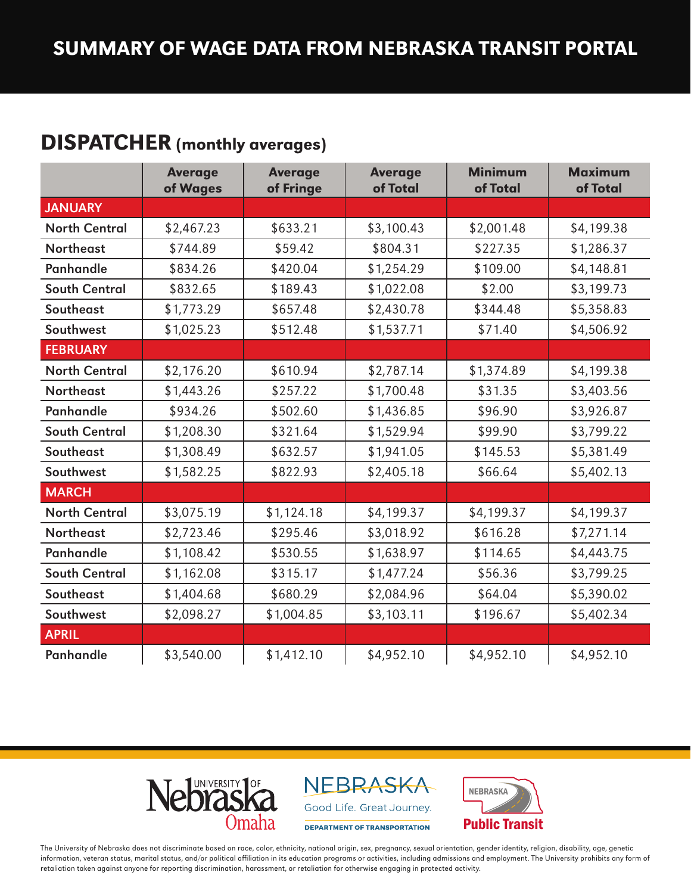# SUMMARY OF WAGE DATA FROM NEBRASKA TRANSIT PORTAL

## DISPATCHER (monthly averages)

| | Average of Wages | Average of Fringe | Average of Total | Minimum of Total | Maximum of Total |
|---|---|---|---|---|---|
| **JANUARY** | | | | | |
| North Central | $2,467.23 | $633.21 | $3,100.43 | $2,001.48 | $4,199.38 |
| Northeast | $744.89 | $59.42 | $804.31 | $227.35 | $1,286.37 |
| Panhandle | $834.26 | $420.04 | $1,254.29 | $109.00 | $4,148.81 |
| South Central | $832.65 | $189.43 | $1,022.08 | $2.00 | $3,199.73 |
| Southeast | $1,773.29 | $657.48 | $2,430.78 | $344.48 | $5,358.83 |
| Southwest | $1,025.23 | $512.48 | $1,537.71 | $71.40 | $4,506.92 |
| **FEBRUARY** | | | | | |
| North Central | $2,176.20 | $610.94 | $2,787.14 | $1,374.89 | $4,199.38 |
| Northeast | $1,443.26 | $257.22 | $1,700.48 | $31.35 | $3,403.56 |
| Panhandle | $934.26 | $502.60 | $1,436.85 | $96.90 | $3,926.87 |
| South Central | $1,208.30 | $321.64 | $1,529.94 | $99.90 | $3,799.22 |
| Southeast | $1,308.49 | $632.57 | $1,941.05 | $145.53 | $5,381.49 |
| Southwest | $1,582.25 | $822.93 | $2,405.18 | $66.64 | $5,402.13 |
| **MARCH** | | | | | |
| North Central | $3,075.19 | $1,124.18 | $4,199.37 | $4,199.37 | $4,199.37 |
| Northeast | $2,723.46 | $295.46 | $3,018.92 | $616.28 | $7,271.14 |
| Panhandle | $1,108.42 | $530.55 | $1,638.97 | $114.65 | $4,443.75 |
| South Central | $1,162.08 | $315.17 | $1,477.24 | $56.36 | $3,799.25 |
| Southeast | $1,404.68 | $680.29 | $2,084.96 | $64.04 | $5,390.02 |
| Southwest | $2,098.27 | $1,004.85 | $3,103.11 | $196.67 | $5,402.34 |
| **APRIL** | | | | | |
| Panhandle | $3,540.00 | $1,412.10 | $4,952.10 | $4,952.10 | $4,952.10 |

University of Nebraska Omaha | NEBRASKA Good Life. Great Journey. DEPARTMENT OF TRANSPORTATION | NEBRASKA Public Transit

The University of Nebraska does not discriminate based on race, color, ethnicity, national origin, sex, pregnancy, sexual orientation, gender identity, religion, disability, age, genetic information, veteran status, marital status, and/or political affiliation in its education programs or activities, including admissions and employment. The University prohibits any form of retaliation taken against anyone for reporting discrimination, harassment, or retaliation for otherwise engaging in protected activity.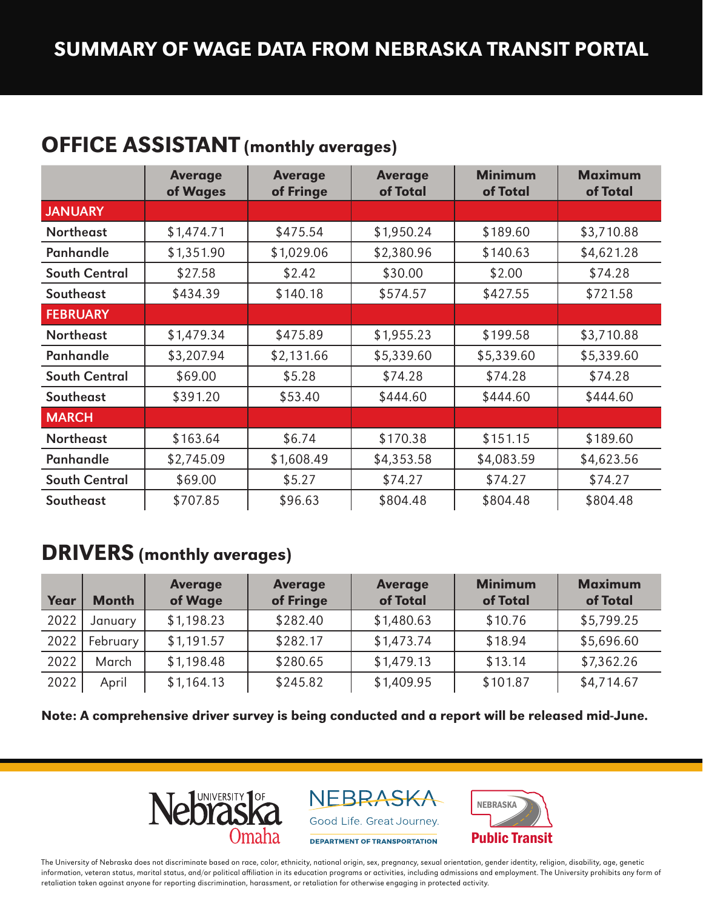# SUMMARY OF WAGE DATA FROM NEBRASKA TRANSIT PORTAL

## OFFICE ASSISTANT (monthly averages)

| | Average of Wages | Average of Fringe | Average of Total | Minimum of Total | Maximum of Total |
|---|---|---|---|---|---|
| **JANUARY** | | | | | |
| Northeast | $1,474.71 | $475.54 | $1,950.24 | $189.60 | $3,710.88 |
| Panhandle | $1,351.90 | $1,029.06 | $2,380.96 | $140.63 | $4,621.28 |
| South Central | $27.58 | $2.42 | $30.00 | $2.00 | $74.28 |
| Southeast | $434.39 | $140.18 | $574.57 | $427.55 | $721.58 |
| **FEBRUARY** | | | | | |
| Northeast | $1,479.34 | $475.89 | $1,955.23 | $199.58 | $3,710.88 |
| Panhandle | $3,207.94 | $2,131.66 | $5,339.60 | $5,339.60 | $5,339.60 |
| South Central | $69.00 | $5.28 | $74.28 | $74.28 | $74.28 |
| Southeast | $391.20 | $53.40 | $444.60 | $444.60 | $444.60 |
| **MARCH** | | | | | |
| Northeast | $163.64 | $6.74 | $170.38 | $151.15 | $189.60 |
| Panhandle | $2,745.09 | $1,608.49 | $4,353.58 | $4,083.59 | $4,623.56 |
| South Central | $69.00 | $5.27 | $74.27 | $74.27 | $74.27 |
| Southeast | $707.85 | $96.63 | $804.48 | $804.48 | $804.48 |

## DRIVERS (monthly averages)

| Year | Month | Average of Wage | Average of Fringe | Average of Total | Minimum of Total | Maximum of Total |
|---|---|---|---|---|---|---|
| 2022 | January | $1,198.23 | $282.40 | $1,480.63 | $10.76 | $5,799.25 |
| 2022 | February | $1,191.57 | $282.17 | $1,473.74 | $18.94 | $5,696.60 |
| 2022 | March | $1,198.48 | $280.65 | $1,479.13 | $13.14 | $7,362.26 |
| 2022 | April | $1,164.13 | $245.82 | $1,409.95 | $101.87 | $4,714.67 |

**Note: A comprehensive driver survey is being conducted and a report will be released mid-June.**

University of Nebraska Omaha

NEBRASKA Good Life. Great Journey. DEPARTMENT OF TRANSPORTATION

NEBRASKA Public Transit

The University of Nebraska does not discriminate based on race, color, ethnicity, national origin, sex, pregnancy, sexual orientation, gender identity, religion, disability, age, genetic information, veteran status, marital status, and/or political affiliation in its education programs or activities, including admissions and employment. The University prohibits any form of retaliation taken against anyone for reporting discrimination, harassment, or retaliation for otherwise engaging in protected activity.